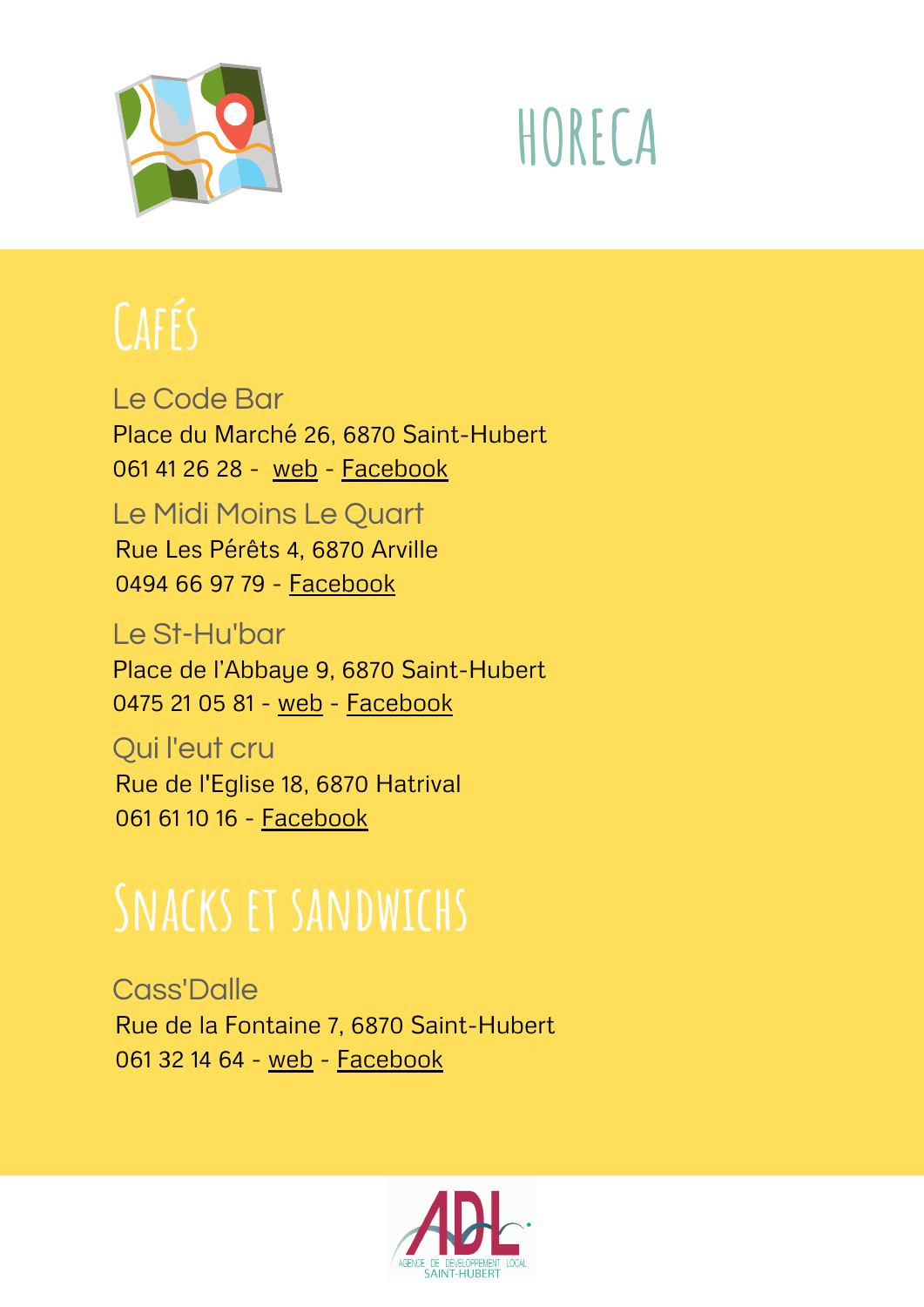# HORECA

## Cafés

### Le Code Bar
Place du Marché 26, 6870 Saint-Hubert
061 41 26 28 - web - Facebook

### Le Midi Moins Le Quart
Rue Les Pérêts 4, 6870 Arville
0494 66 97 79 - Facebook

### Le St-Hu'bar
Place de l'Abbaye 9, 6870 Saint-Hubert
0475 21 05 81 - web - Facebook

### Qui l'eut cru
Rue de l'Eglise 18, 6870 Hatrival
061 61 10 16 - Facebook

## Snacks et sandwichs

### Cass'Dalle
Rue de la Fontaine 7, 6870 Saint-Hubert
061 32 14 64 - web - Facebook

ADL
AGENCE DE DEVELOPPEMENT LOCAL
SAINT-HUBERT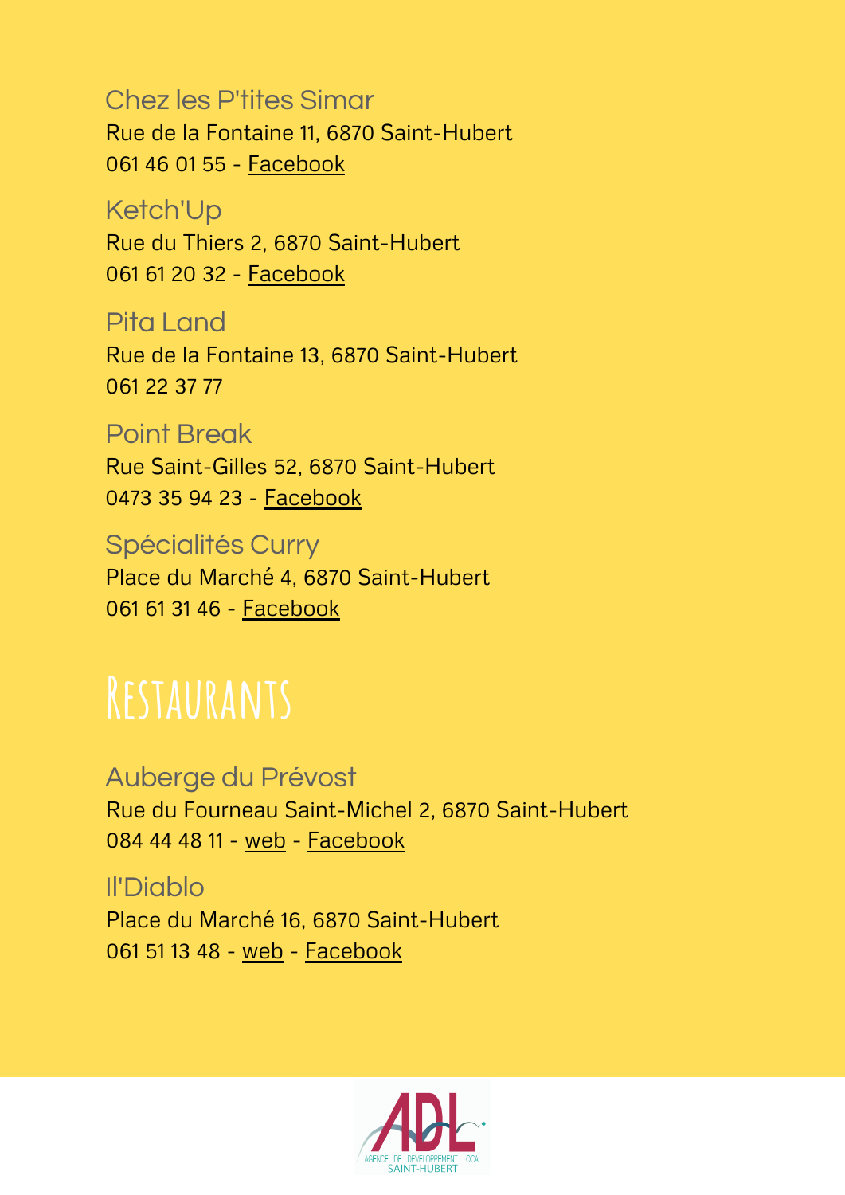### Chez les P'tites Simar
Rue de la Fontaine 11, 6870 Saint-Hubert
061 46 01 55 - Facebook

### Ketch'Up
Rue du Thiers 2, 6870 Saint-Hubert
061 61 20 32 - Facebook

### Pita Land
Rue de la Fontaine 13, 6870 Saint-Hubert
061 22 37 77

### Point Break
Rue Saint-Gilles 52, 6870 Saint-Hubert
0473 35 94 23 - Facebook

### Spécialités Curry
Place du Marché 4, 6870 Saint-Hubert
061 61 31 46 - Facebook

## Restaurants

### Auberge du Prévost
Rue du Fourneau Saint-Michel 2, 6870 Saint-Hubert
084 44 48 11 - web - Facebook

### Il'Diablo
Place du Marché 16, 6870 Saint-Hubert
061 51 13 48 - web - Facebook

ADL
AGENCE DE DÉVELOPPEMENT LOCAL
SAINT-HUBERT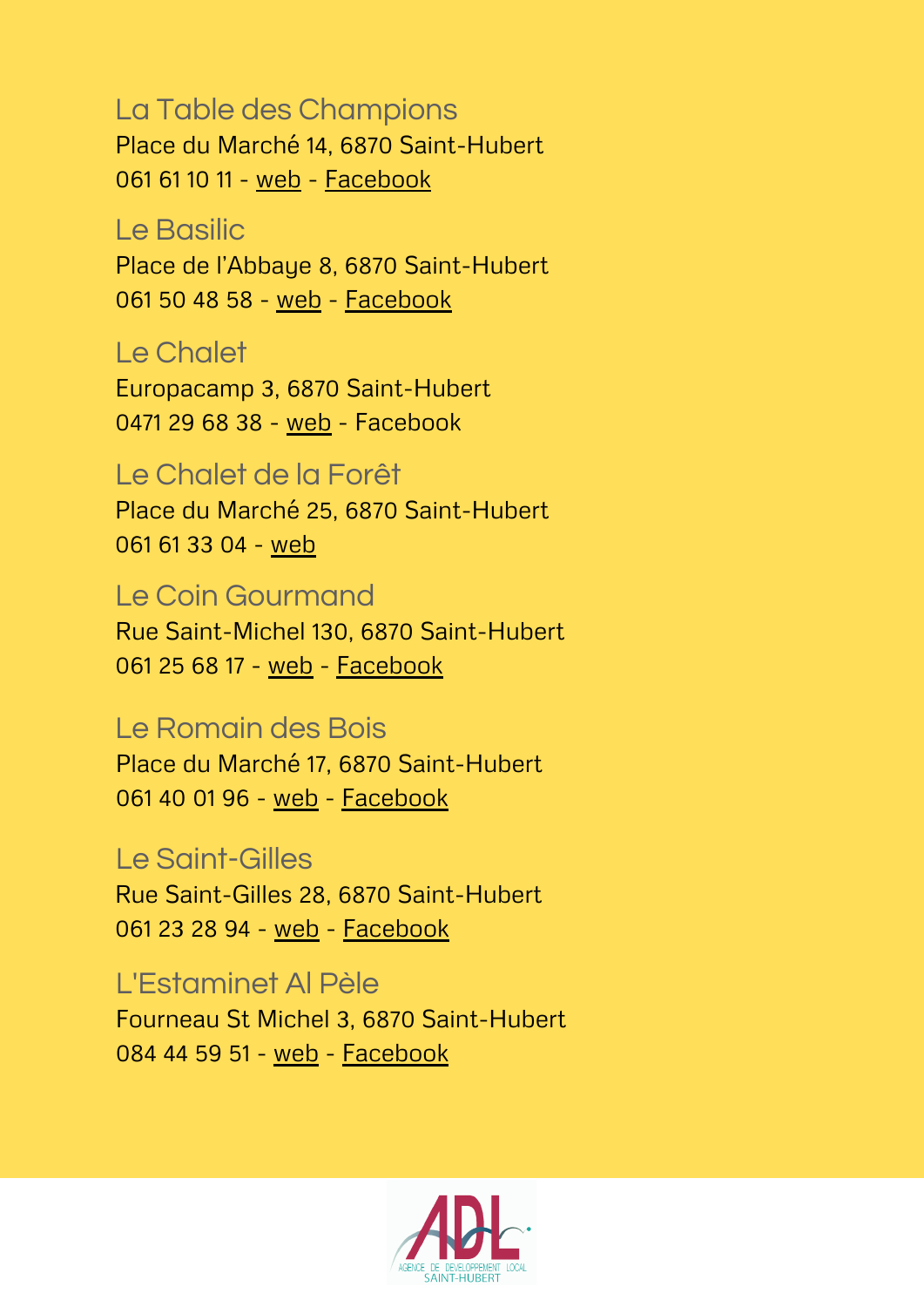### La Table des Champions

Place du Marché 14, 6870 Saint-Hubert
061 61 10 11 - web - Facebook

### Le Basilic

Place de l'Abbaye 8, 6870 Saint-Hubert
061 50 48 58 - web - Facebook

### Le Chalet

Europacamp 3, 6870 Saint-Hubert
0471 29 68 38 - web - Facebook

### Le Chalet de la Forêt

Place du Marché 25, 6870 Saint-Hubert
061 61 33 04 - web

### Le Coin Gourmand

Rue Saint-Michel 130, 6870 Saint-Hubert
061 25 68 17 - web - Facebook

### Le Romain des Bois

Place du Marché 17, 6870 Saint-Hubert
061 40 01 96 - web - Facebook

### Le Saint-Gilles

Rue Saint-Gilles 28, 6870 Saint-Hubert
061 23 28 94 - web - Facebook

### L'Estaminet Al Pèle

Fourneau St Michel 3, 6870 Saint-Hubert
084 44 59 51 - web - Facebook

ADL
AGENCE DE DÉVELOPPEMENT LOCAL
SAINT-HUBERT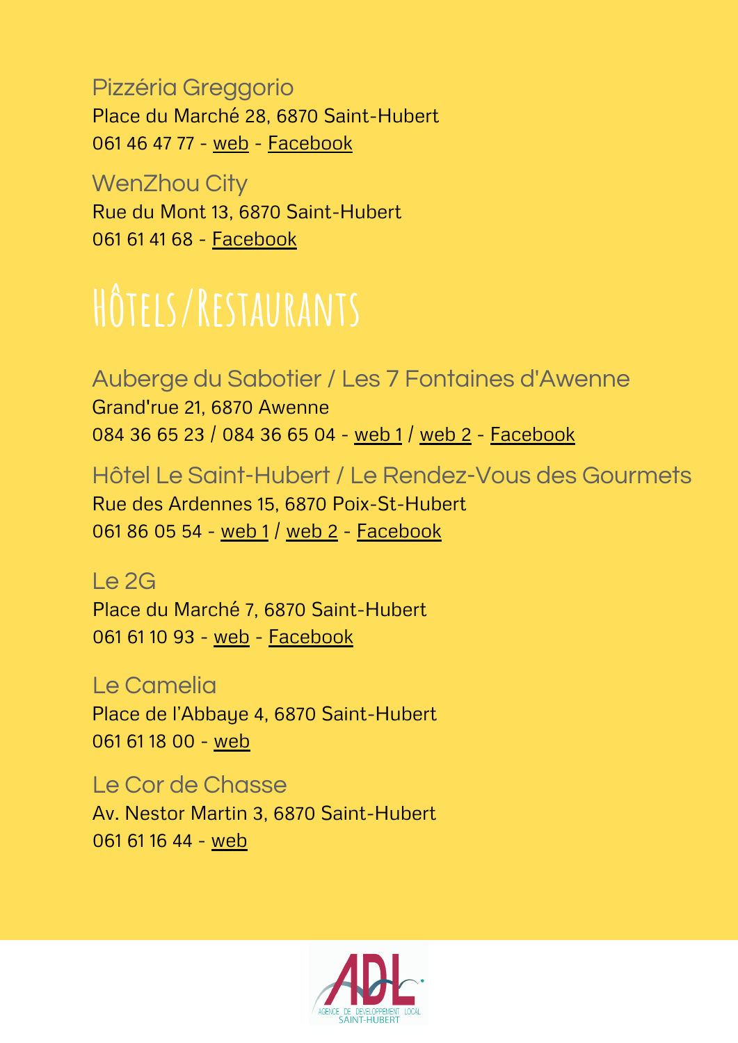### Pizzéria Greggorio

Place du Marché 28, 6870 Saint-Hubert
061 46 47 77 - web - Facebook

### WenZhou City

Rue du Mont 13, 6870 Saint-Hubert
061 61 41 68 - Facebook

## Hôtels/Restaurants

### Auberge du Sabotier / Les 7 Fontaines d'Awenne

Grand'rue 21, 6870 Awenne
084 36 65 23 / 084 36 65 04 - web 1 / web 2 - Facebook

### Hôtel Le Saint-Hubert / Le Rendez-Vous des Gourmets

Rue des Ardennes 15, 6870 Poix-St-Hubert
061 86 05 54 - web 1 / web 2 - Facebook

### Le 2G

Place du Marché 7, 6870 Saint-Hubert
061 61 10 93 - web - Facebook

### Le Camelia

Place de l'Abbaye 4, 6870 Saint-Hubert
061 61 18 00 - web

### Le Cor de Chasse

Av. Nestor Martin 3, 6870 Saint-Hubert
061 61 16 44 - web

ADL
AGENCE DE DÉVELOPPEMENT LOCAL
SAINT-HUBERT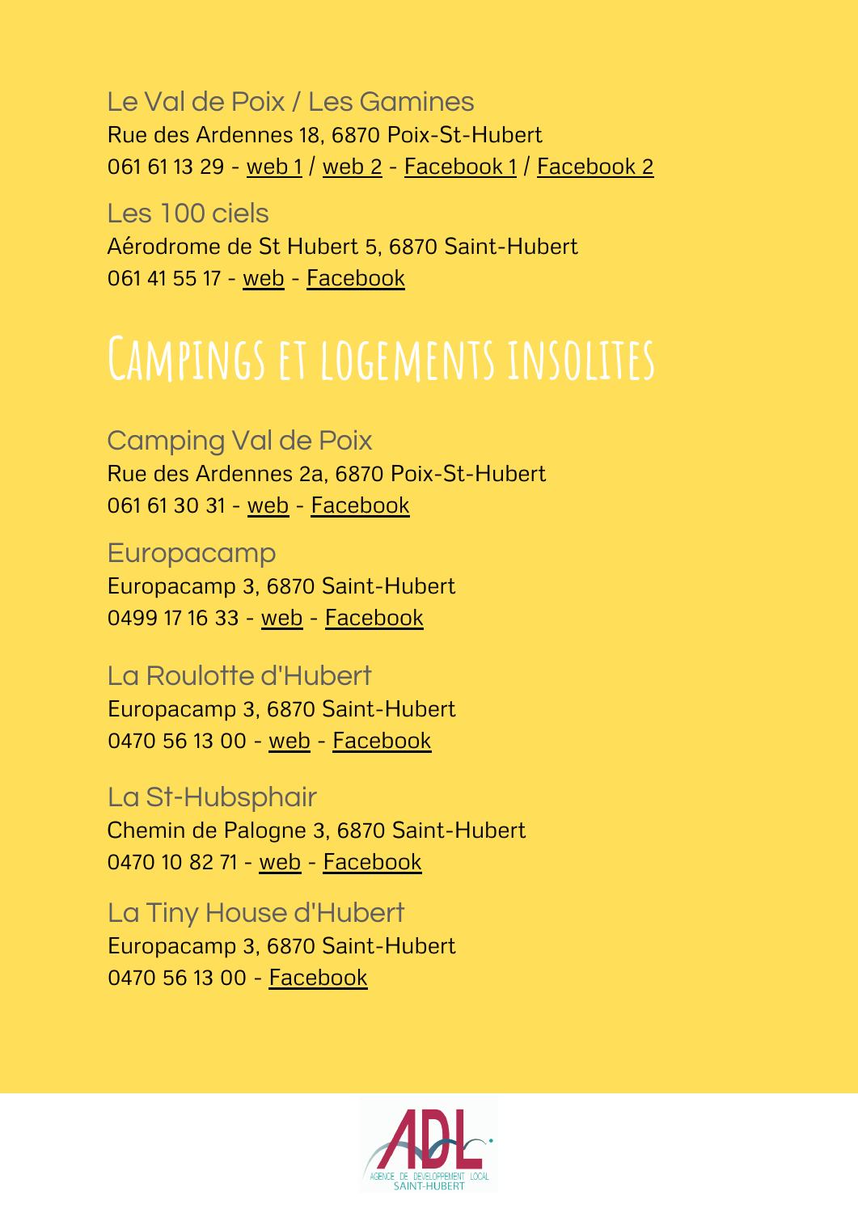### Le Val de Poix / Les Gamines

Rue des Ardennes 18, 6870 Poix-St-Hubert
061 61 13 29 - web 1 / web 2 - Facebook 1 / Facebook 2

### Les 100 ciels

Aérodrome de St Hubert 5, 6870 Saint-Hubert
061 41 55 17 - web - Facebook

## Campings et logements insolites

### Camping Val de Poix

Rue des Ardennes 2a, 6870 Poix-St-Hubert
061 61 30 31 - web - Facebook

### Europacamp

Europacamp 3, 6870 Saint-Hubert
0499 17 16 33 - web - Facebook

### La Roulotte d'Hubert

Europacamp 3, 6870 Saint-Hubert
0470 56 13 00 - web - Facebook

### La St-Hubsphair

Chemin de Palogne 3, 6870 Saint-Hubert
0470 10 82 71 - web - Facebook

### La Tiny House d'Hubert

Europacamp 3, 6870 Saint-Hubert
0470 56 13 00 - Facebook

ADL
AGENCE DE DÉVELOPPEMENT LOCAL
SAINT-HUBERT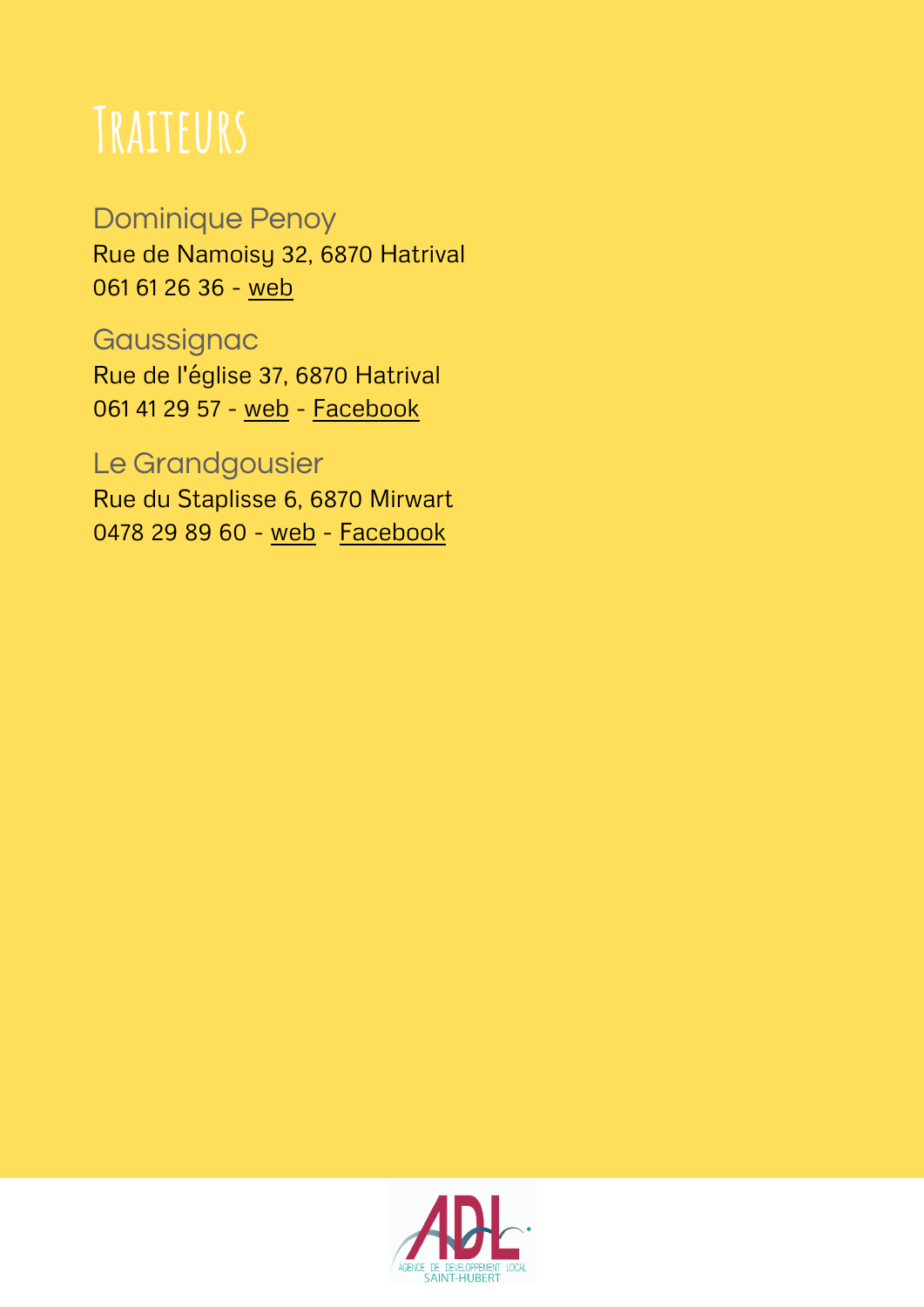# Traiteurs

### Dominique Penoy

Rue de Namoisy 32, 6870 Hatrival
061 61 26 36 - web

### Gaussignac

Rue de l'église 37, 6870 Hatrival
061 41 29 57 - web - Facebook

### Le Grandgousier

Rue du Staplisse 6, 6870 Mirwart
0478 29 89 60 - web - Facebook

ADL
AGENCE DE DEVELOPPEMENT LOCAL
SAINT-HUBERT